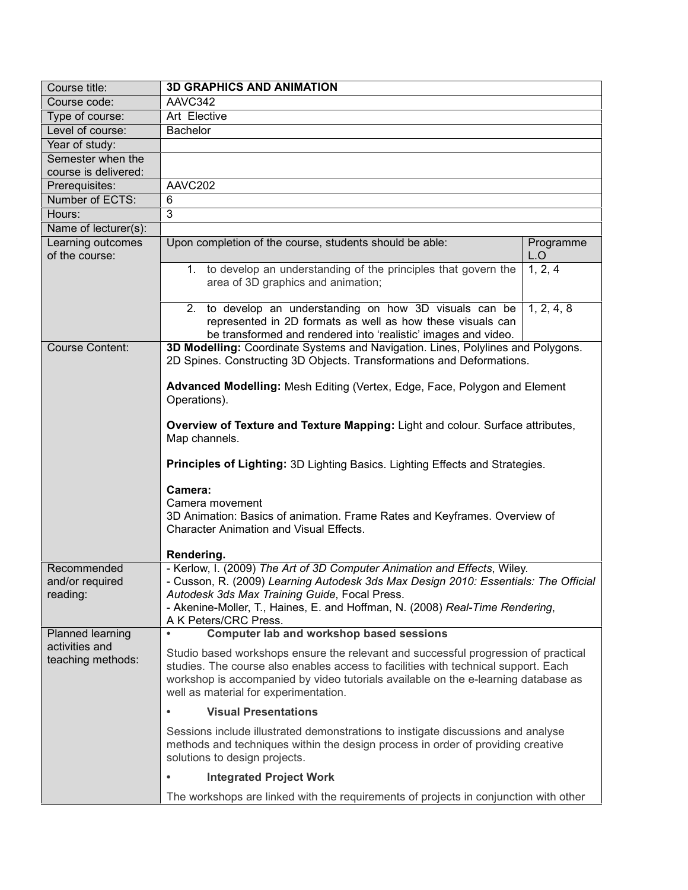| Course title: | **3D GRAPHICS AND ANIMATION** | |
|---|---|---|
| Course code: | AAVC342 | |
| Type of course: | Art Elective | |
| Level of course: | Bachelor | |
| Year of study: | | |
| Semester when the course is delivered: | | |
| Prerequisites: | AAVC202 | |
| Number of ECTS: | 6 | |
| Hours: | 3 | |
| Name of lecturer(s): | | |
| Learning outcomes of the course: | Upon completion of the course, students should be able: | Programme L.O |
| | 1. to develop an understanding of the principles that govern the area of 3D graphics and animation; | 1, 2, 4 |
| | 2. to develop an understanding on how 3D visuals can be represented in 2D formats as well as how these visuals can be transformed and rendered into 'realistic' images and video. | 1, 2, 4, 8 |
| Course Content: | **3D Modelling:** Coordinate Systems and Navigation. Lines, Polylines and Polygons. 2D Spines. Constructing 3D Objects. Transformations and Deformations.<br><br>**Advanced Modelling:** Mesh Editing (Vertex, Edge, Face, Polygon and Element Operations).<br><br>**Overview of Texture and Texture Mapping:** Light and colour. Surface attributes, Map channels.<br><br>**Principles of Lighting:** 3D Lighting Basics. Lighting Effects and Strategies.<br><br>**Camera:**<br>Camera movement<br>3D Animation: Basics of animation. Frame Rates and Keyframes. Overview of Character Animation and Visual Effects.<br><br>**Rendering.** | |
| Recommended and/or required reading: | - Kerlow, I. (2009) *The Art of 3D Computer Animation and Effects*, Wiley.<br>- Cusson, R. (2009) *Learning Autodesk 3ds Max Design 2010: Essentials: The Official Autodesk 3ds Max Training Guide*, Focal Press.<br>- Akenine-Moller, T., Haines, E. and Hoffman, N. (2008) *Real-Time Rendering*, A K Peters/CRC Press. | |
| Planned learning activities and teaching methods: | • **Computer lab and workshop based sessions**<br><br>Studio based workshops ensure the relevant and successful progression of practical studies. The course also enables access to facilities with technical support. Each workshop is accompanied by video tutorials available on the e-learning database as well as material for experimentation.<br><br>• **Visual Presentations**<br><br>Sessions include illustrated demonstrations to instigate discussions and analyse methods and techniques within the design process in order of providing creative solutions to design projects.<br><br>• **Integrated Project Work**<br><br>The workshops are linked with the requirements of projects in conjunction with other | |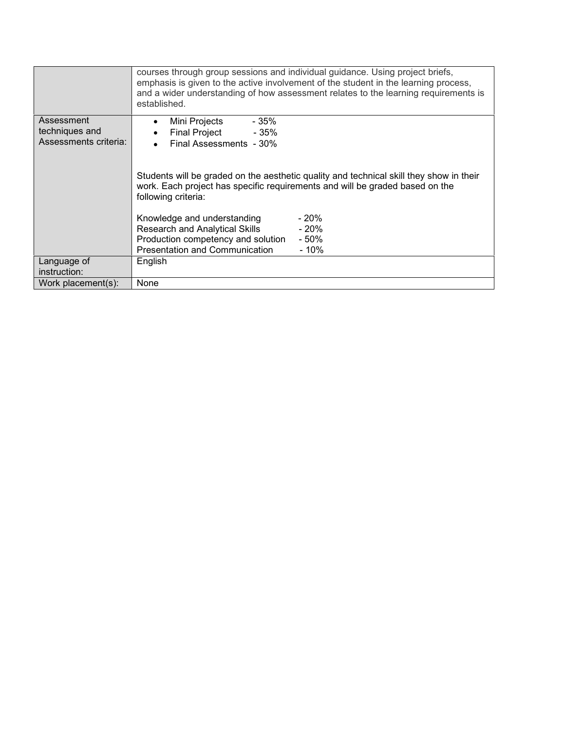| | |
|---|---|
| | courses through group sessions and individual guidance. Using project briefs, emphasis is given to the active involvement of the student in the learning process, and a wider understanding of how assessment relates to the learning requirements is established. |
| Assessment techniques and Assessments criteria: | • Mini Projects - 35%<br>• Final Project - 35%<br>• Final Assessments - 30%<br><br>Students will be graded on the aesthetic quality and technical skill they show in their work. Each project has specific requirements and will be graded based on the following criteria:<br><br>Knowledge and understanding - 20%<br>Research and Analytical Skills - 20%<br>Production competency and solution - 50%<br>Presentation and Communication - 10% |
| Language of instruction: | English |
| Work placement(s): | None |